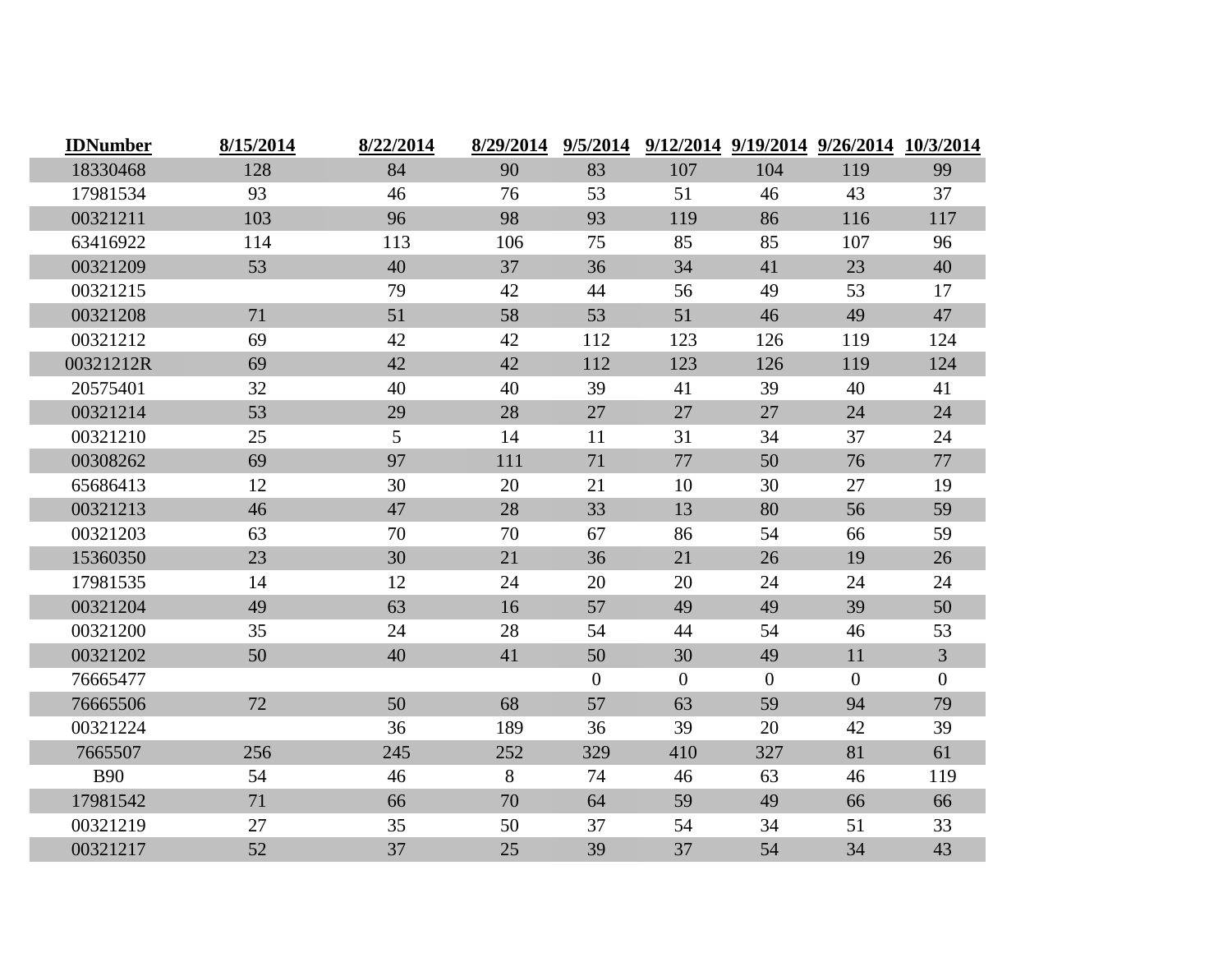| IDNumber | 8/15/2014 | 8/22/2014 | 8/29/2014 | 9/5/2014 | 9/12/2014 | 9/19/2014 | 9/26/2014 | 10/3/2014 |
|---|---|---|---|---|---|---|---|---|
| 18330468 | 128 | 84 | 90 | 83 | 107 | 104 | 119 | 99 |
| 17981534 | 93 | 46 | 76 | 53 | 51 | 46 | 43 | 37 |
| 00321211 | 103 | 96 | 98 | 93 | 119 | 86 | 116 | 117 |
| 63416922 | 114 | 113 | 106 | 75 | 85 | 85 | 107 | 96 |
| 00321209 | 53 | 40 | 37 | 36 | 34 | 41 | 23 | 40 |
| 00321215 | | 79 | 42 | 44 | 56 | 49 | 53 | 17 |
| 00321208 | 71 | 51 | 58 | 53 | 51 | 46 | 49 | 47 |
| 00321212 | 69 | 42 | 42 | 112 | 123 | 126 | 119 | 124 |
| 00321212R | 69 | 42 | 42 | 112 | 123 | 126 | 119 | 124 |
| 20575401 | 32 | 40 | 40 | 39 | 41 | 39 | 40 | 41 |
| 00321214 | 53 | 29 | 28 | 27 | 27 | 27 | 24 | 24 |
| 00321210 | 25 | 5 | 14 | 11 | 31 | 34 | 37 | 24 |
| 00308262 | 69 | 97 | 111 | 71 | 77 | 50 | 76 | 77 |
| 65686413 | 12 | 30 | 20 | 21 | 10 | 30 | 27 | 19 |
| 00321213 | 46 | 47 | 28 | 33 | 13 | 80 | 56 | 59 |
| 00321203 | 63 | 70 | 70 | 67 | 86 | 54 | 66 | 59 |
| 15360350 | 23 | 30 | 21 | 36 | 21 | 26 | 19 | 26 |
| 17981535 | 14 | 12 | 24 | 20 | 20 | 24 | 24 | 24 |
| 00321204 | 49 | 63 | 16 | 57 | 49 | 49 | 39 | 50 |
| 00321200 | 35 | 24 | 28 | 54 | 44 | 54 | 46 | 53 |
| 00321202 | 50 | 40 | 41 | 50 | 30 | 49 | 11 | 3 |
| 76665477 | | | | 0 | 0 | 0 | 0 | 0 |
| 76665506 | 72 | 50 | 68 | 57 | 63 | 59 | 94 | 79 |
| 00321224 | | 36 | 189 | 36 | 39 | 20 | 42 | 39 |
| 7665507 | 256 | 245 | 252 | 329 | 410 | 327 | 81 | 61 |
| B90 | 54 | 46 | 8 | 74 | 46 | 63 | 46 | 119 |
| 17981542 | 71 | 66 | 70 | 64 | 59 | 49 | 66 | 66 |
| 00321219 | 27 | 35 | 50 | 37 | 54 | 34 | 51 | 33 |
| 00321217 | 52 | 37 | 25 | 39 | 37 | 54 | 34 | 43 |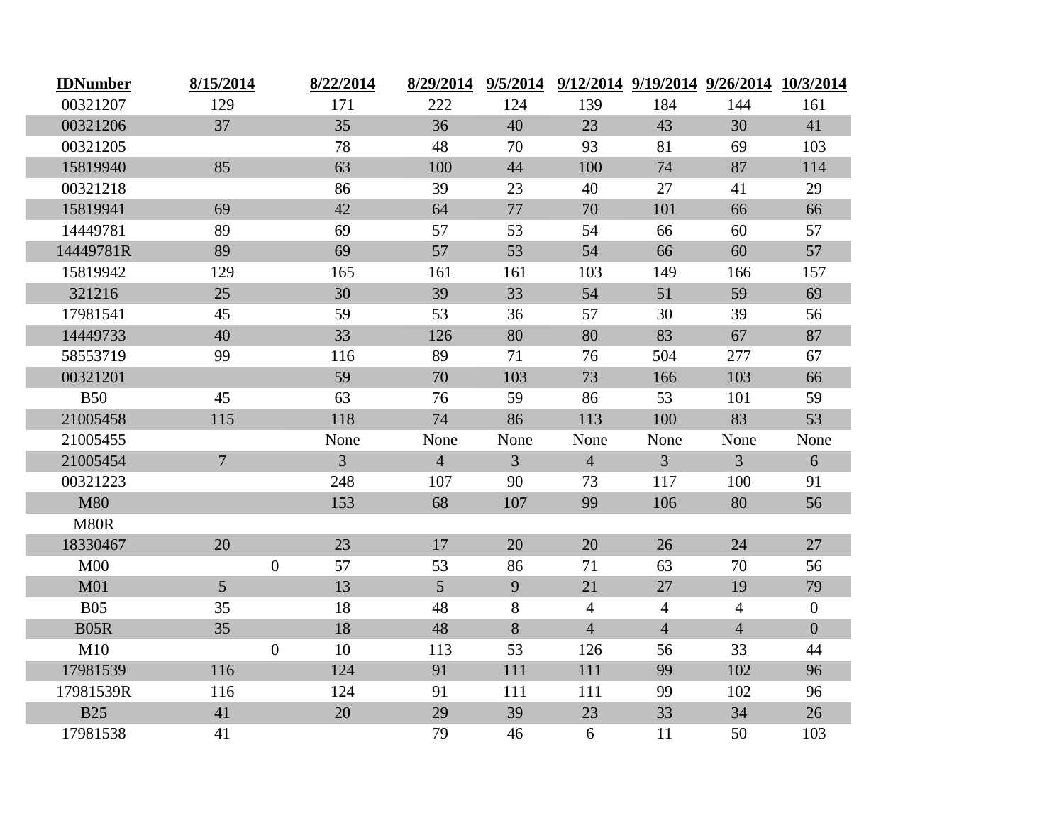| IDNumber | 8/15/2014 | 8/22/2014 | 8/29/2014 | 9/5/2014 | 9/12/2014 | 9/19/2014 | 9/26/2014 | 10/3/2014 |
|---|---|---|---|---|---|---|---|---|
| 00321207 | 129 | 171 | 222 | 124 | 139 | 184 | 144 | 161 |
| 00321206 | 37 | 35 | 36 | 40 | 23 | 43 | 30 | 41 |
| 00321205 | | 78 | 48 | 70 | 93 | 81 | 69 | 103 |
| 15819940 | 85 | 63 | 100 | 44 | 100 | 74 | 87 | 114 |
| 00321218 | | 86 | 39 | 23 | 40 | 27 | 41 | 29 |
| 15819941 | 69 | 42 | 64 | 77 | 70 | 101 | 66 | 66 |
| 14449781 | 89 | 69 | 57 | 53 | 54 | 66 | 60 | 57 |
| 14449781R | 89 | 69 | 57 | 53 | 54 | 66 | 60 | 57 |
| 15819942 | 129 | 165 | 161 | 161 | 103 | 149 | 166 | 157 |
| 321216 | 25 | 30 | 39 | 33 | 54 | 51 | 59 | 69 |
| 17981541 | 45 | 59 | 53 | 36 | 57 | 30 | 39 | 56 |
| 14449733 | 40 | 33 | 126 | 80 | 80 | 83 | 67 | 87 |
| 58553719 | 99 | 116 | 89 | 71 | 76 | 504 | 277 | 67 |
| 00321201 | | 59 | 70 | 103 | 73 | 166 | 103 | 66 |
| B50 | 45 | 63 | 76 | 59 | 86 | 53 | 101 | 59 |
| 21005458 | 115 | 118 | 74 | 86 | 113 | 100 | 83 | 53 |
| 21005455 | | None | None | None | None | None | None | None |
| 21005454 | 7 | 3 | 4 | 3 | 4 | 3 | 3 | 6 |
| 00321223 | | 248 | 107 | 90 | 73 | 117 | 100 | 91 |
| M80 | | 153 | 68 | 107 | 99 | 106 | 80 | 56 |
| M80R | | | | | | | | |
| 18330467 | 20 | 23 | 17 | 20 | 20 | 26 | 24 | 27 |
| M00 | 0 | 57 | 53 | 86 | 71 | 63 | 70 | 56 |
| M01 | 5 | 13 | 5 | 9 | 21 | 27 | 19 | 79 |
| B05 | 35 | 18 | 48 | 8 | 4 | 4 | 4 | 0 |
| B05R | 35 | 18 | 48 | 8 | 4 | 4 | 4 | 0 |
| M10 | 0 | 10 | 113 | 53 | 126 | 56 | 33 | 44 |
| 17981539 | 116 | 124 | 91 | 111 | 111 | 99 | 102 | 96 |
| 17981539R | 116 | 124 | 91 | 111 | 111 | 99 | 102 | 96 |
| B25 | 41 | 20 | 29 | 39 | 23 | 33 | 34 | 26 |
| 17981538 | 41 | | 79 | 46 | 6 | 11 | 50 | 103 |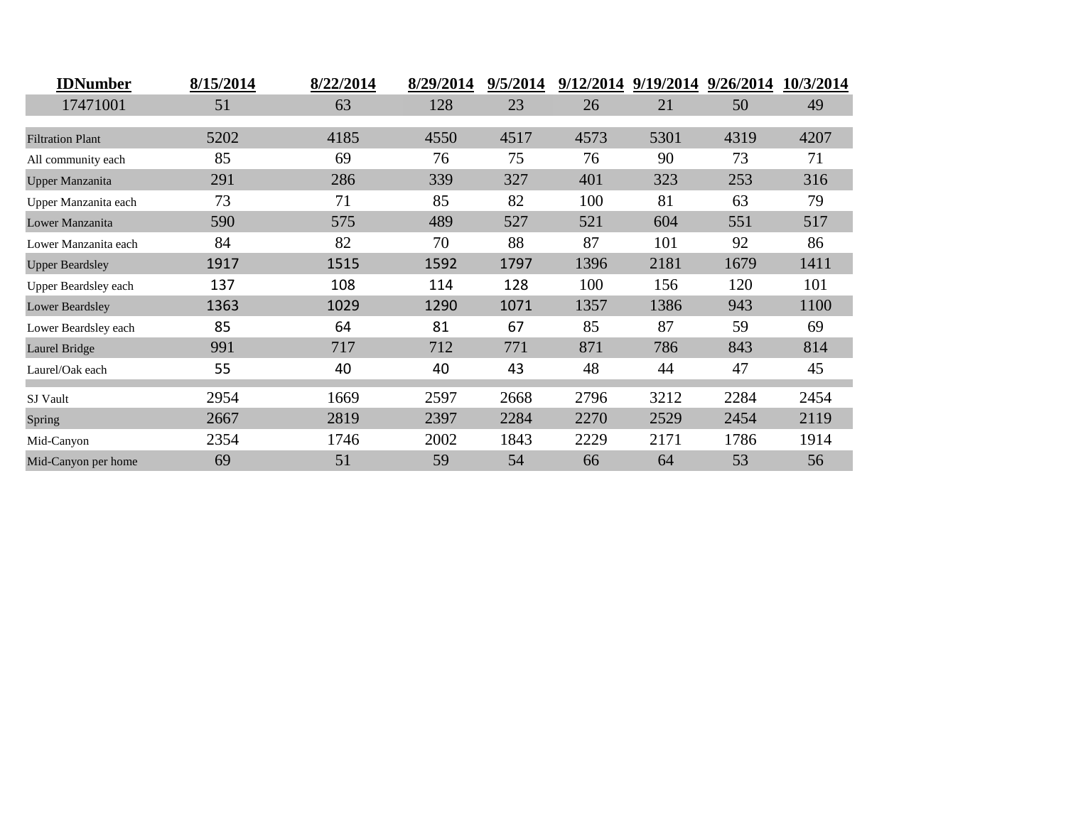| IDNumber | 8/15/2014 | 8/22/2014 | 8/29/2014 | 9/5/2014 | 9/12/2014 | 9/19/2014 | 9/26/2014 | 10/3/2014 |
|---|---|---|---|---|---|---|---|---|
| 17471001 | 51 | 63 | 128 | 23 | 26 | 21 | 50 | 49 |
| | | | | | | | | |
| Filtration Plant | 5202 | 4185 | 4550 | 4517 | 4573 | 5301 | 4319 | 4207 |
| All community each | 85 | 69 | 76 | 75 | 76 | 90 | 73 | 71 |
| Upper Manzanita | 291 | 286 | 339 | 327 | 401 | 323 | 253 | 316 |
| Upper Manzanita each | 73 | 71 | 85 | 82 | 100 | 81 | 63 | 79 |
| Lower Manzanita | 590 | 575 | 489 | 527 | 521 | 604 | 551 | 517 |
| Lower Manzanita each | 84 | 82 | 70 | 88 | 87 | 101 | 92 | 86 |
| Upper Beardsley | 1917 | 1515 | 1592 | 1797 | 1396 | 2181 | 1679 | 1411 |
| Upper Beardsley each | 137 | 108 | 114 | 128 | 100 | 156 | 120 | 101 |
| Lower Beardsley | 1363 | 1029 | 1290 | 1071 | 1357 | 1386 | 943 | 1100 |
| Lower Beardsley each | 85 | 64 | 81 | 67 | 85 | 87 | 59 | 69 |
| Laurel Bridge | 991 | 717 | 712 | 771 | 871 | 786 | 843 | 814 |
| Laurel/Oak each | 55 | 40 | 40 | 43 | 48 | 44 | 47 | 45 |
| | | | | | | | | |
| SJ Vault | 2954 | 1669 | 2597 | 2668 | 2796 | 3212 | 2284 | 2454 |
| Spring | 2667 | 2819 | 2397 | 2284 | 2270 | 2529 | 2454 | 2119 |
| Mid-Canyon | 2354 | 1746 | 2002 | 1843 | 2229 | 2171 | 1786 | 1914 |
| Mid-Canyon per home | 69 | 51 | 59 | 54 | 66 | 64 | 53 | 56 |